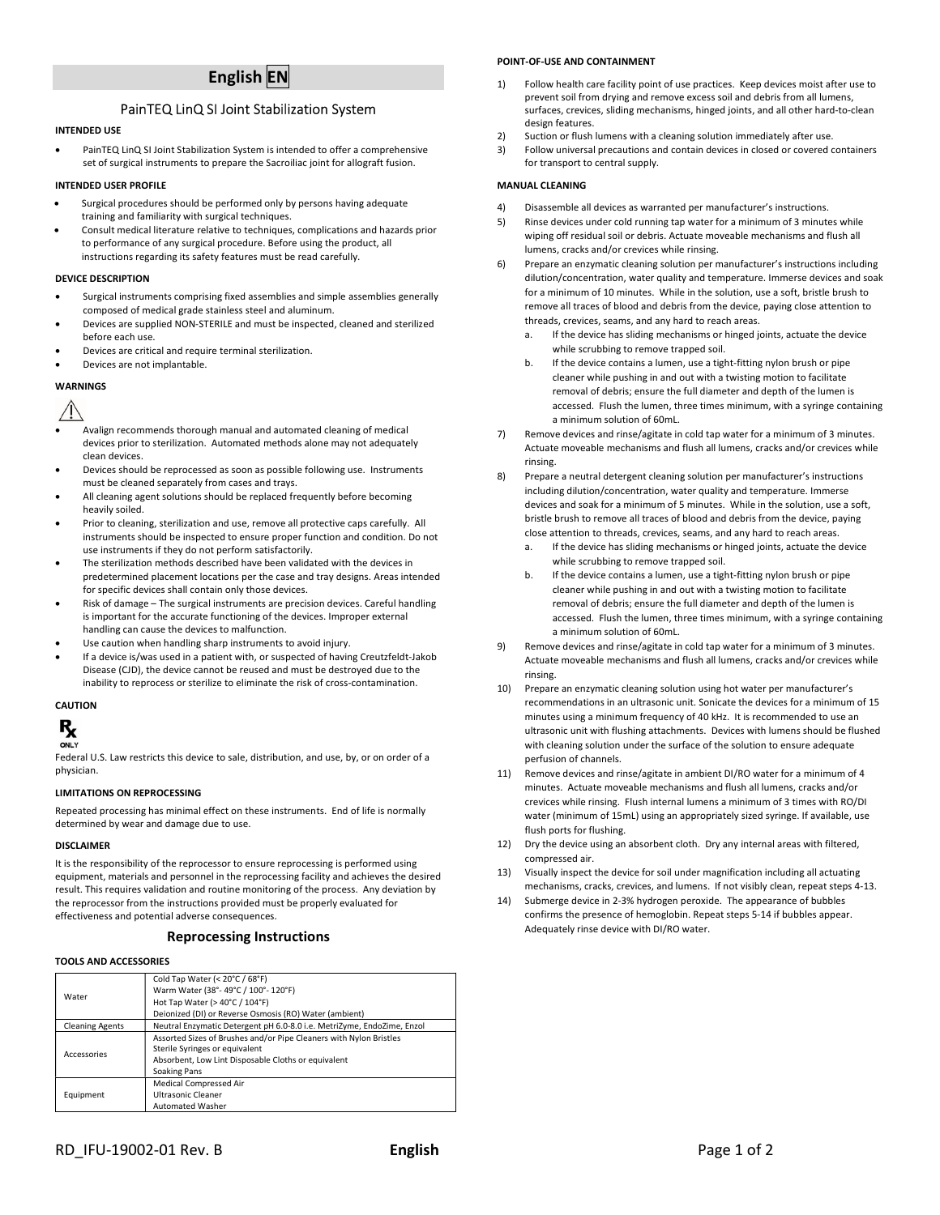# English EN

## PainTEQ LinQ SI Joint Stabilization System

**INTENDED USE**

- PainTEQ LinQ SI Joint Stabilization System is intended to offer a comprehensive set of surgical instruments to prepare the Sacroiliac joint for allograft fusion.

**INTENDED USER PROFILE**

- Surgical procedures should be performed only by persons having adequate training and familiarity with surgical techniques.
- Consult medical literature relative to techniques, complications and hazards prior to performance of any surgical procedure. Before using the product, all instructions regarding its safety features must be read carefully.

**DEVICE DESCRIPTION**

- Surgical instruments comprising fixed assemblies and simple assemblies generally composed of medical grade stainless steel and aluminum.
- Devices are supplied NON-STERILE and must be inspected, cleaned and sterilized before each use.
- Devices are critical and require terminal sterilization.
- Devices are not implantable.

**WARNINGS**

- Avalign recommends thorough manual and automated cleaning of medical devices prior to sterilization. Automated methods alone may not adequately clean devices.
- Devices should be reprocessed as soon as possible following use. Instruments must be cleaned separately from cases and trays.
- All cleaning agent solutions should be replaced frequently before becoming heavily soiled.
- Prior to cleaning, sterilization and use, remove all protective caps carefully. All instruments should be inspected to ensure proper function and condition. Do not use instruments if they do not perform satisfactorily.
- The sterilization methods described have been validated with the devices in predetermined placement locations per the case and tray designs. Areas intended for specific devices shall contain only those devices.
- Risk of damage – The surgical instruments are precision devices. Careful handling is important for the accurate functioning of the devices. Improper external handling can cause the devices to malfunction.
- Use caution when handling sharp instruments to avoid injury.
- If a device is/was used in a patient with, or suspected of having Creutzfeldt-Jakob Disease (CJD), the device cannot be reused and must be destroyed due to the inability to reprocess or sterilize to eliminate the risk of cross-contamination.

**CAUTION**

Rx ONLY

Federal U.S. Law restricts this device to sale, distribution, and use, by, or on order of a physician.

**LIMITATIONS ON REPROCESSING**

Repeated processing has minimal effect on these instruments. End of life is normally determined by wear and damage due to use.

**DISCLAIMER**

It is the responsibility of the reprocessor to ensure reprocessing is performed using equipment, materials and personnel in the reprocessing facility and achieves the desired result. This requires validation and routine monitoring of the process. Any deviation by the reprocessor from the instructions provided must be properly evaluated for effectiveness and potential adverse consequences.

## Reprocessing Instructions

**TOOLS AND ACCESSORIES**

| | |
|---|---|
| Water | Cold Tap Water (< 20°C / 68°F)<br>Warm Water (38°- 49°C / 100°- 120°F)<br>Hot Tap Water (> 40°C / 104°F)<br>Deionized (DI) or Reverse Osmosis (RO) Water (ambient) |
| Cleaning Agents | Neutral Enzymatic Detergent pH 6.0-8.0 i.e. MetriZyme, EndoZime, Enzol |
| Accessories | Assorted Sizes of Brushes and/or Pipe Cleaners with Nylon Bristles<br>Sterile Syringes or equivalent<br>Absorbent, Low Lint Disposable Cloths or equivalent<br>Soaking Pans |
| Equipment | Medical Compressed Air<br>Ultrasonic Cleaner<br>Automated Washer |

**POINT-OF-USE AND CONTAINMENT**

1) Follow health care facility point of use practices. Keep devices moist after use to prevent soil from drying and remove excess soil and debris from all lumens, surfaces, crevices, sliding mechanisms, hinged joints, and all other hard-to-clean design features.
2) Suction or flush lumens with a cleaning solution immediately after use.
3) Follow universal precautions and contain devices in closed or covered containers for transport to central supply.

**MANUAL CLEANING**

4) Disassemble all devices as warranted per manufacturer's instructions.
5) Rinse devices under cold running tap water for a minimum of 3 minutes while wiping off residual soil or debris. Actuate moveable mechanisms and flush all lumens, cracks and/or crevices while rinsing.
6) Prepare an enzymatic cleaning solution per manufacturer's instructions including dilution/concentration, water quality and temperature. Immerse devices and soak for a minimum of 10 minutes. While in the solution, use a soft, bristle brush to remove all traces of blood and debris from the device, paying close attention to threads, crevices, seams, and any hard to reach areas.
   a. If the device has sliding mechanisms or hinged joints, actuate the device while scrubbing to remove trapped soil.
   b. If the device contains a lumen, use a tight-fitting nylon brush or pipe cleaner while pushing in and out with a twisting motion to facilitate removal of debris; ensure the full diameter and depth of the lumen is accessed. Flush the lumen, three times minimum, with a syringe containing a minimum solution of 60mL.
7) Remove devices and rinse/agitate in cold tap water for a minimum of 3 minutes. Actuate moveable mechanisms and flush all lumens, cracks and/or crevices while rinsing.
8) Prepare a neutral detergent cleaning solution per manufacturer's instructions including dilution/concentration, water quality and temperature. Immerse devices and soak for a minimum of 5 minutes. While in the solution, use a soft, bristle brush to remove all traces of blood and debris from the device, paying close attention to threads, crevices, seams, and any hard to reach areas.
   a. If the device has sliding mechanisms or hinged joints, actuate the device while scrubbing to remove trapped soil.
   b. If the device contains a lumen, use a tight-fitting nylon brush or pipe cleaner while pushing in and out with a twisting motion to facilitate removal of debris; ensure the full diameter and depth of the lumen is accessed. Flush the lumen, three times minimum, with a syringe containing a minimum solution of 60mL.
9) Remove devices and rinse/agitate in cold tap water for a minimum of 3 minutes. Actuate moveable mechanisms and flush all lumens, cracks and/or crevices while rinsing.
10) Prepare an enzymatic cleaning solution using hot water per manufacturer's recommendations in an ultrasonic unit. Sonicate the devices for a minimum of 15 minutes using a minimum frequency of 40 kHz. It is recommended to use an ultrasonic unit with flushing attachments. Devices with lumens should be flushed with cleaning solution under the surface of the solution to ensure adequate perfusion of channels.
11) Remove devices and rinse/agitate in ambient DI/RO water for a minimum of 4 minutes. Actuate moveable mechanisms and flush all lumens, cracks and/or crevices while rinsing. Flush internal lumens a minimum of 3 times with RO/DI water (minimum of 15mL) using an appropriately sized syringe. If available, use flush ports for flushing.
12) Dry the device using an absorbent cloth. Dry any internal areas with filtered, compressed air.
13) Visually inspect the device for soil under magnification including all actuating mechanisms, cracks, crevices, and lumens. If not visibly clean, repeat steps 4-13.
14) Submerge device in 2-3% hydrogen peroxide. The appearance of bubbles confirms the presence of hemoglobin. Repeat steps 5-14 if bubbles appear. Adequately rinse device with DI/RO water.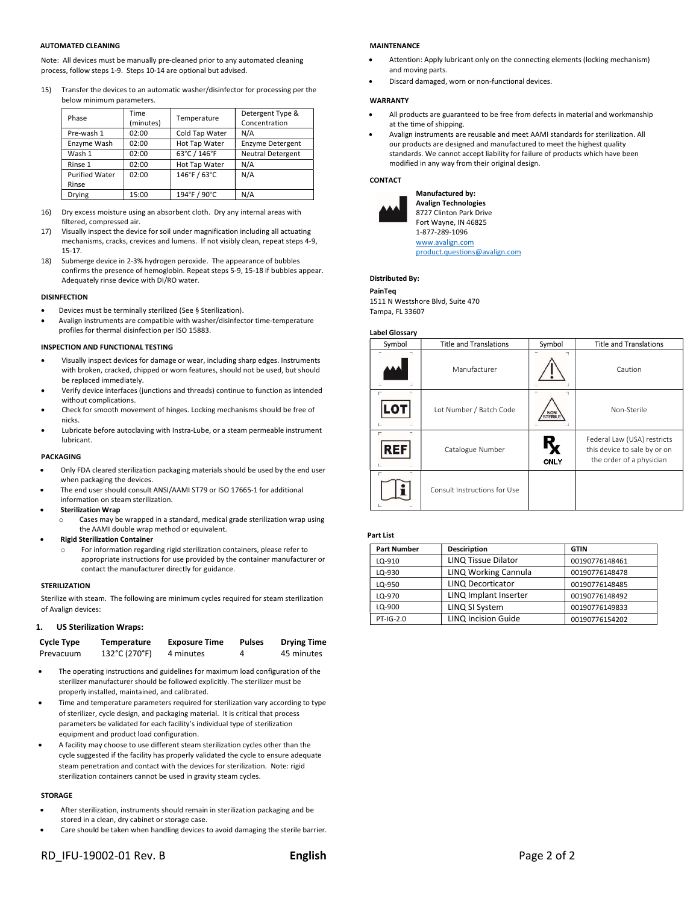### AUTOMATED CLEANING

Note: All devices must be manually pre-cleaned prior to any automated cleaning process, follow steps 1-9. Steps 10-14 are optional but advised.

15) Transfer the devices to an automatic washer/disinfector for processing per the below minimum parameters.

| Phase | Time (minutes) | Temperature | Detergent Type & Concentration |
|---|---|---|---|
| Pre-wash 1 | 02:00 | Cold Tap Water | N/A |
| Enzyme Wash | 02:00 | Hot Tap Water | Enzyme Detergent |
| Wash 1 | 02:00 | 63°C / 146°F | Neutral Detergent |
| Rinse 1 | 02:00 | Hot Tap Water | N/A |
| Purified Water Rinse | 02:00 | 146°F / 63°C | N/A |
| Drying | 15:00 | 194°F / 90°C | N/A |

16) Dry excess moisture using an absorbent cloth. Dry any internal areas with filtered, compressed air.
17) Visually inspect the device for soil under magnification including all actuating mechanisms, cracks, crevices and lumens. If not visibly clean, repeat steps 4-9, 15-17.
18) Submerge device in 2-3% hydrogen peroxide. The appearance of bubbles confirms the presence of hemoglobin. Repeat steps 5-9, 15-18 if bubbles appear. Adequately rinse device with DI/RO water.

### DISINFECTION

- Devices must be terminally sterilized (See § Sterilization).
- Avalign instruments are compatible with washer/disinfector time-temperature profiles for thermal disinfection per ISO 15883.

### INSPECTION AND FUNCTIONAL TESTING

- Visually inspect devices for damage or wear, including sharp edges. Instruments with broken, cracked, chipped or worn features, should not be used, but should be replaced immediately.
- Verify device interfaces (junctions and threads) continue to function as intended without complications.
- Check for smooth movement of hinges. Locking mechanisms should be free of nicks.
- Lubricate before autoclaving with Instra-Lube, or a steam permeable instrument lubricant.

### PACKAGING

- Only FDA cleared sterilization packaging materials should be used by the end user when packaging the devices.
- The end user should consult ANSI/AAMI ST79 or ISO 17665-1 for additional information on steam sterilization.
- **Sterilization Wrap**
  - Cases may be wrapped in a standard, medical grade sterilization wrap using the AAMI double wrap method or equivalent.
- **Rigid Sterilization Container**
  - For information regarding rigid sterilization containers, please refer to appropriate instructions for use provided by the container manufacturer or contact the manufacturer directly for guidance.

### STERILIZATION

Sterilize with steam. The following are minimum cycles required for steam sterilization of Avalign devices:

**1. US Sterilization Wraps:**

| Cycle Type | Temperature | Exposure Time | Pulses | Drying Time |
|---|---|---|---|---|
| Prevacuum | 132°C (270°F) | 4 minutes | 4 | 45 minutes |

- The operating instructions and guidelines for maximum load configuration of the sterilizer manufacturer should be followed explicitly. The sterilizer must be properly installed, maintained, and calibrated.
- Time and temperature parameters required for sterilization vary according to type of sterilizer, cycle design, and packaging material. It is critical that process parameters be validated for each facility's individual type of sterilization equipment and product load configuration.
- A facility may choose to use different steam sterilization cycles other than the cycle suggested if the facility has properly validated the cycle to ensure adequate steam penetration and contact with the devices for sterilization. Note: rigid sterilization containers cannot be used in gravity steam cycles.

### STORAGE

- After sterilization, instruments should remain in sterilization packaging and be stored in a clean, dry cabinet or storage case.
- Care should be taken when handling devices to avoid damaging the sterile barrier.

### MAINTENANCE

- Attention: Apply lubricant only on the connecting elements (locking mechanism) and moving parts.
- Discard damaged, worn or non-functional devices.

### WARRANTY

- All products are guaranteed to be free from defects in material and workmanship at the time of shipping.
- Avalign instruments are reusable and meet AAMI standards for sterilization. All our products are designed and manufactured to meet the highest quality standards. We cannot accept liability for failure of products which have been modified in any way from their original design.

### CONTACT

**Manufactured by:**
**Avalign Technologies**
8727 Clinton Park Drive
Fort Wayne, IN 46825
1-877-289-1096
www.avalign.com
product.questions@avalign.com

**Distributed By:**

**PainTeq**
1511 N Westshore Blvd, Suite 470
Tampa, FL 33607

**Label Glossary**

| Symbol | Title and Translations | Symbol | Title and Translations |
|---|---|---|---|
| | Manufacturer | | Caution |
| LOT | Lot Number / Batch Code | NON STERILE | Non-Sterile |
| REF | Catalogue Number | Rx ONLY | Federal Law (USA) restricts this device to sale by or on the order of a physician |
| | Consult Instructions for Use | | |

**Part List**

| Part Number | Description | GTIN |
|---|---|---|
| LQ-910 | LINQ Tissue Dilator | 00190776148461 |
| LQ-930 | LINQ Working Cannula | 00190776148478 |
| LQ-950 | LINQ Decorticator | 00190776148485 |
| LQ-970 | LINQ Implant Inserter | 00190776148492 |
| LQ-900 | LINQ SI System | 00190776149833 |
| PT-IG-2.0 | LINQ Incision Guide | 00190776154202 |

RD_IFU-19002-01 Rev. B **English**